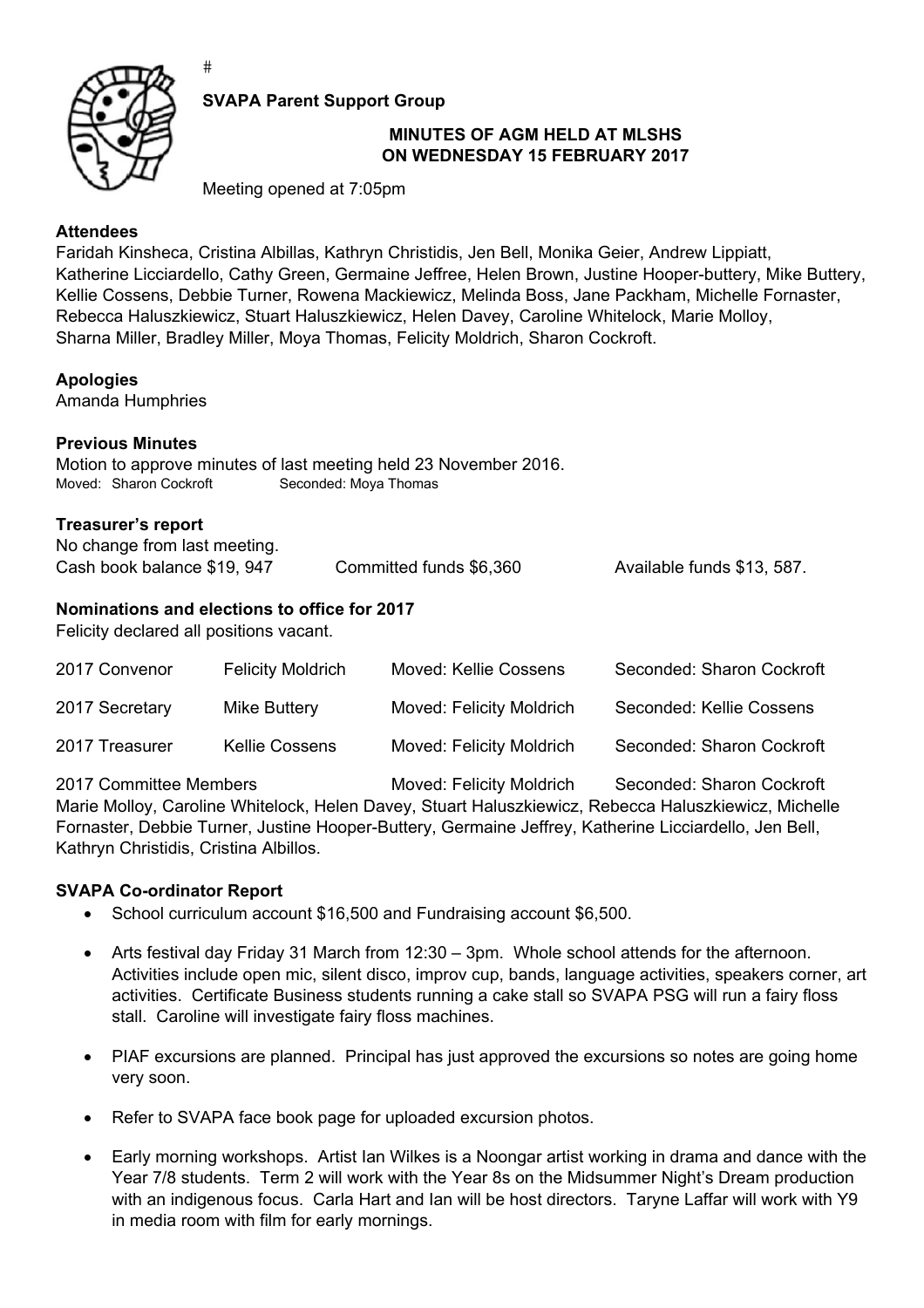#

**SVAPA Parent Support Group**

**MINUTES OF AGM HELD AT MLSHS**
**ON WEDNESDAY 15 FEBRUARY 2017**

Meeting opened at 7:05pm

**Attendees**

Faridah Kinsheca, Cristina Albillas, Kathryn Christidis, Jen Bell, Monika Geier, Andrew Lippiatt, Katherine Licciardello, Cathy Green, Germaine Jeffree, Helen Brown, Justine Hooper-buttery, Mike Buttery, Kellie Cossens, Debbie Turner, Rowena Mackiewicz, Melinda Boss, Jane Packham, Michelle Fornaster, Rebecca Haluszkiewicz, Stuart Haluszkiewicz, Helen Davey, Caroline Whitelock, Marie Molloy, Sharna Miller, Bradley Miller, Moya Thomas, Felicity Moldrich, Sharon Cockroft.

**Apologies**

Amanda Humphries

**Previous Minutes**

Motion to approve minutes of last meeting held 23 November 2016.
Moved: Sharon Cockroft Seconded: Moya Thomas

**Treasurer's report**

No change from last meeting.

Cash book balance $19, 947 Committed funds $6,360 Available funds $13, 587.

**Nominations and elections to office for 2017**

Felicity declared all positions vacant.

| | | | |
|---|---|---|---|
| 2017 Convenor | Felicity Moldrich | Moved: Kellie Cossens | Seconded: Sharon Cockroft |
| 2017 Secretary | Mike Buttery | Moved: Felicity Moldrich | Seconded: Kellie Cossens |
| 2017 Treasurer | Kellie Cossens | Moved: Felicity Moldrich | Seconded: Sharon Cockroft |

2017 Committee Members Moved: Felicity Moldrich Seconded: Sharon Cockroft
Marie Molloy, Caroline Whitelock, Helen Davey, Stuart Haluszkiewicz, Rebecca Haluszkiewicz, Michelle Fornaster, Debbie Turner, Justine Hooper-Buttery, Germaine Jeffrey, Katherine Licciardello, Jen Bell, Kathryn Christidis, Cristina Albillos.

**SVAPA Co-ordinator Report**

- School curriculum account $16,500 and Fundraising account $6,500.
- Arts festival day Friday 31 March from 12:30 – 3pm. Whole school attends for the afternoon. Activities include open mic, silent disco, improv cup, bands, language activities, speakers corner, art activities. Certificate Business students running a cake stall so SVAPA PSG will run a fairy floss stall. Caroline will investigate fairy floss machines.
- PIAF excursions are planned. Principal has just approved the excursions so notes are going home very soon.
- Refer to SVAPA face book page for uploaded excursion photos.
- Early morning workshops. Artist Ian Wilkes is a Noongar artist working in drama and dance with the Year 7/8 students. Term 2 will work with the Year 8s on the Midsummer Night's Dream production with an indigenous focus. Carla Hart and Ian will be host directors. Taryne Laffar will work with Y9 in media room with film for early mornings.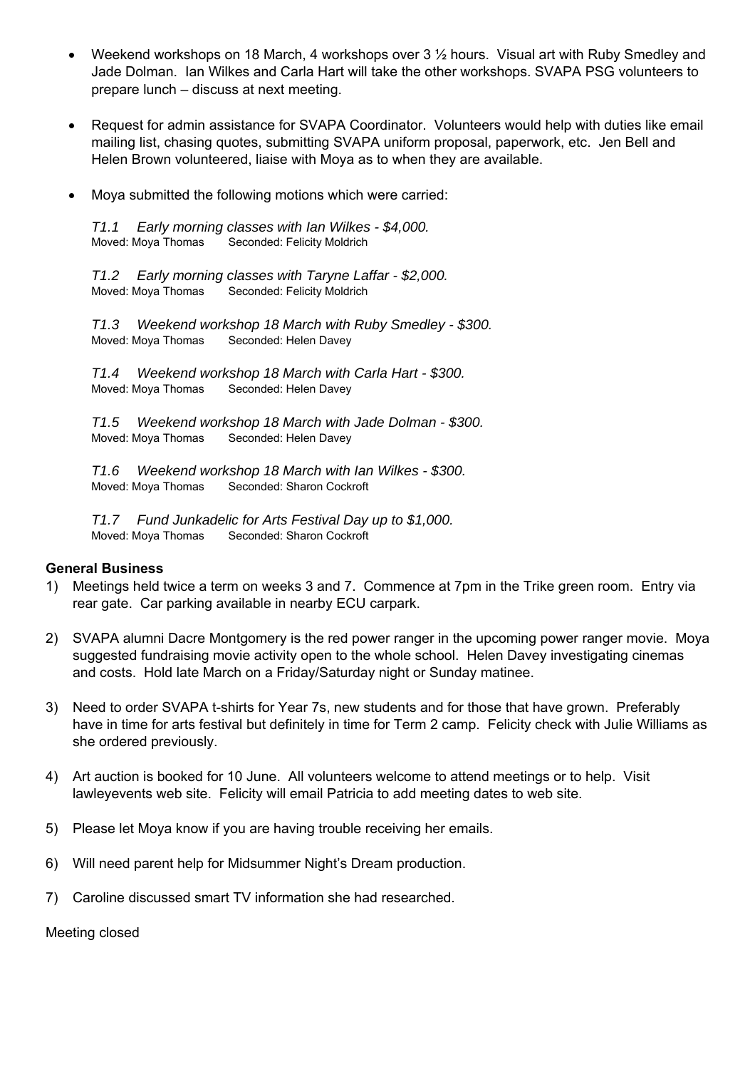- Weekend workshops on 18 March, 4 workshops over 3 ½ hours. Visual art with Ruby Smedley and Jade Dolman. Ian Wilkes and Carla Hart will take the other workshops. SVAPA PSG volunteers to prepare lunch – discuss at next meeting.

- Request for admin assistance for SVAPA Coordinator. Volunteers would help with duties like email mailing list, chasing quotes, submitting SVAPA uniform proposal, paperwork, etc. Jen Bell and Helen Brown volunteered, liaise with Moya as to when they are available.

- Moya submitted the following motions which were carried:

  *T1.1 Early morning classes with Ian Wilkes - $4,000.*
  Moved: Moya Thomas Seconded: Felicity Moldrich

  *T1.2 Early morning classes with Taryne Laffar - $2,000.*
  Moved: Moya Thomas Seconded: Felicity Moldrich

  *T1.3 Weekend workshop 18 March with Ruby Smedley - $300.*
  Moved: Moya Thomas Seconded: Helen Davey

  *T1.4 Weekend workshop 18 March with Carla Hart - $300.*
  Moved: Moya Thomas Seconded: Helen Davey

  *T1.5 Weekend workshop 18 March with Jade Dolman - $300.*
  Moved: Moya Thomas Seconded: Helen Davey

  *T1.6 Weekend workshop 18 March with Ian Wilkes - $300.*
  Moved: Moya Thomas Seconded: Sharon Cockroft

  *T1.7 Fund Junkadelic for Arts Festival Day up to $1,000.*
  Moved: Moya Thomas Seconded: Sharon Cockroft

**General Business**

1) Meetings held twice a term on weeks 3 and 7. Commence at 7pm in the Trike green room. Entry via rear gate. Car parking available in nearby ECU carpark.

2) SVAPA alumni Dacre Montgomery is the red power ranger in the upcoming power ranger movie. Moya suggested fundraising movie activity open to the whole school. Helen Davey investigating cinemas and costs. Hold late March on a Friday/Saturday night or Sunday matinee.

3) Need to order SVAPA t-shirts for Year 7s, new students and for those that have grown. Preferably have in time for arts festival but definitely in time for Term 2 camp. Felicity check with Julie Williams as she ordered previously.

4) Art auction is booked for 10 June. All volunteers welcome to attend meetings or to help. Visit lawleyevents web site. Felicity will email Patricia to add meeting dates to web site.

5) Please let Moya know if you are having trouble receiving her emails.

6) Will need parent help for Midsummer Night's Dream production.

7) Caroline discussed smart TV information she had researched.

Meeting closed